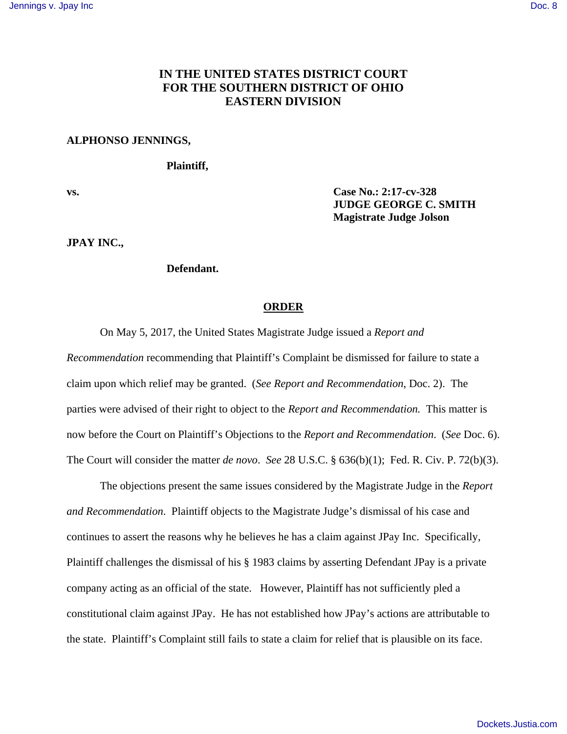# IN THE UNITED STATES DISTRICT COURT FOR THE SOUTHERN DISTRICT OF OHIO EASTERN DIVISION

**ALPHONSO JENNINGS,**

**Plaintiff,**

**vs.**

**Case No.: 2:17-cv-328**
**JUDGE GEORGE C. SMITH**
**Magistrate Judge Jolson**

**JPAY INC.,**

**Defendant.**

## ORDER

On May 5, 2017, the United States Magistrate Judge issued a *Report and Recommendation* recommending that Plaintiff's Complaint be dismissed for failure to state a claim upon which relief may be granted. (*See Report and Recommendation*, Doc. 2). The parties were advised of their right to object to the *Report and Recommendation.* This matter is now before the Court on Plaintiff's Objections to the *Report and Recommendation*. (*See* Doc. 6). The Court will consider the matter *de novo*. *See* 28 U.S.C. § 636(b)(1); Fed. R. Civ. P. 72(b)(3).

The objections present the same issues considered by the Magistrate Judge in the *Report and Recommendation.* Plaintiff objects to the Magistrate Judge's dismissal of his case and continues to assert the reasons why he believes he has a claim against JPay Inc. Specifically, Plaintiff challenges the dismissal of his § 1983 claims by asserting Defendant JPay is a private company acting as an official of the state. However, Plaintiff has not sufficiently pled a constitutional claim against JPay. He has not established how JPay's actions are attributable to the state. Plaintiff's Complaint still fails to state a claim for relief that is plausible on its face.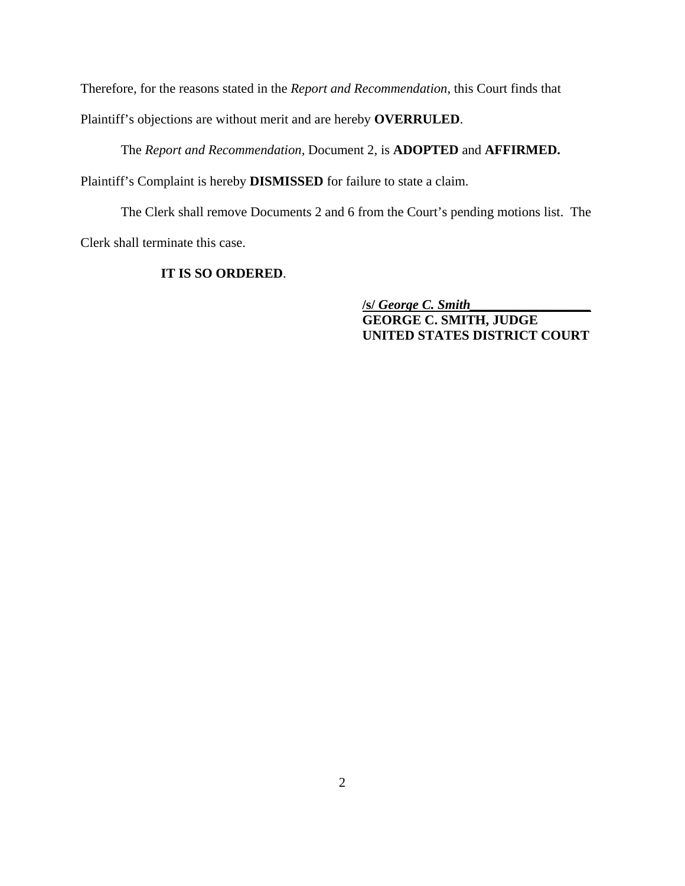Therefore, for the reasons stated in the *Report and Recommendation*, this Court finds that Plaintiff's objections are without merit and are hereby **OVERRULED**.

The *Report and Recommendation*, Document 2, is **ADOPTED** and **AFFIRMED.** Plaintiff's Complaint is hereby **DISMISSED** for failure to state a claim.

The Clerk shall remove Documents 2 and 6 from the Court's pending motions list. The Clerk shall terminate this case.

**IT IS SO ORDERED**.

**/s/ *George C. Smith***
**GEORGE C. SMITH, JUDGE**
**UNITED STATES DISTRICT COURT**